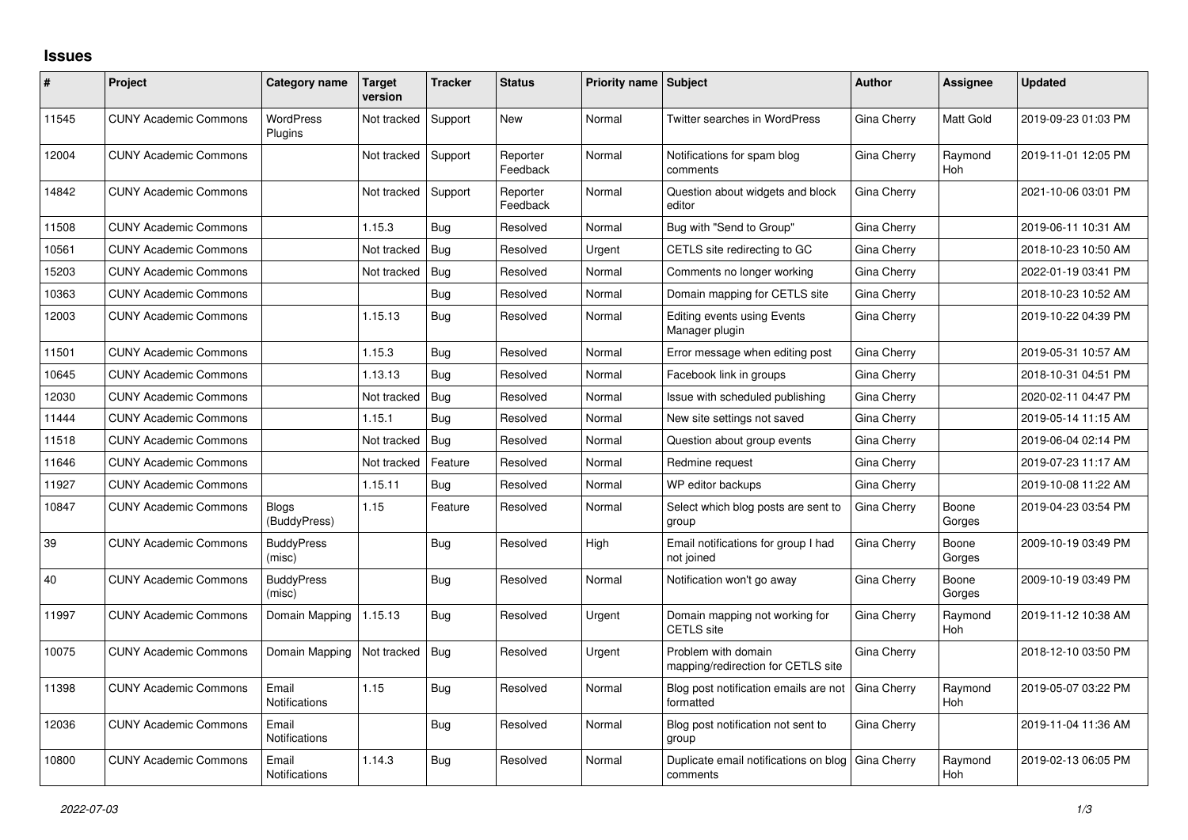# Issues

| # | Project | Category name | Target version | Tracker | Status | Priority name | Subject | Author | Assignee | Updated |
|---|---|---|---|---|---|---|---|---|---|---|
| 11545 | CUNY Academic Commons | WordPress Plugins | Not tracked | Support | New | Normal | Twitter searches in WordPress | Gina Cherry | Matt Gold | 2019-09-23 01:03 PM |
| 12004 | CUNY Academic Commons | | Not tracked | Support | Reporter Feedback | Normal | Notifications for spam blog comments | Gina Cherry | Raymond Hoh | 2019-11-01 12:05 PM |
| 14842 | CUNY Academic Commons | | Not tracked | Support | Reporter Feedback | Normal | Question about widgets and block editor | Gina Cherry | | 2021-10-06 03:01 PM |
| 11508 | CUNY Academic Commons | | 1.15.3 | Bug | Resolved | Normal | Bug with "Send to Group" | Gina Cherry | | 2019-06-11 10:31 AM |
| 10561 | CUNY Academic Commons | | Not tracked | Bug | Resolved | Urgent | CETLS site redirecting to GC | Gina Cherry | | 2018-10-23 10:50 AM |
| 15203 | CUNY Academic Commons | | Not tracked | Bug | Resolved | Normal | Comments no longer working | Gina Cherry | | 2022-01-19 03:41 PM |
| 10363 | CUNY Academic Commons | | | Bug | Resolved | Normal | Domain mapping for CETLS site | Gina Cherry | | 2018-10-23 10:52 AM |
| 12003 | CUNY Academic Commons | | 1.15.13 | Bug | Resolved | Normal | Editing events using Events Manager plugin | Gina Cherry | | 2019-10-22 04:39 PM |
| 11501 | CUNY Academic Commons | | 1.15.3 | Bug | Resolved | Normal | Error message when editing post | Gina Cherry | | 2019-05-31 10:57 AM |
| 10645 | CUNY Academic Commons | | 1.13.13 | Bug | Resolved | Normal | Facebook link in groups | Gina Cherry | | 2018-10-31 04:51 PM |
| 12030 | CUNY Academic Commons | | Not tracked | Bug | Resolved | Normal | Issue with scheduled publishing | Gina Cherry | | 2020-02-11 04:47 PM |
| 11444 | CUNY Academic Commons | | 1.15.1 | Bug | Resolved | Normal | New site settings not saved | Gina Cherry | | 2019-05-14 11:15 AM |
| 11518 | CUNY Academic Commons | | Not tracked | Bug | Resolved | Normal | Question about group events | Gina Cherry | | 2019-06-04 02:14 PM |
| 11646 | CUNY Academic Commons | | Not tracked | Feature | Resolved | Normal | Redmine request | Gina Cherry | | 2019-07-23 11:17 AM |
| 11927 | CUNY Academic Commons | | 1.15.11 | Bug | Resolved | Normal | WP editor backups | Gina Cherry | | 2019-10-08 11:22 AM |
| 10847 | CUNY Academic Commons | Blogs (BuddyPress) | 1.15 | Feature | Resolved | Normal | Select which blog posts are sent to group | Gina Cherry | Boone Gorges | 2019-04-23 03:54 PM |
| 39 | CUNY Academic Commons | BuddyPress (misc) | | Bug | Resolved | High | Email notifications for group I had not joined | Gina Cherry | Boone Gorges | 2009-10-19 03:49 PM |
| 40 | CUNY Academic Commons | BuddyPress (misc) | | Bug | Resolved | Normal | Notification won't go away | Gina Cherry | Boone Gorges | 2009-10-19 03:49 PM |
| 11997 | CUNY Academic Commons | Domain Mapping | 1.15.13 | Bug | Resolved | Urgent | Domain mapping not working for CETLS site | Gina Cherry | Raymond Hoh | 2019-11-12 10:38 AM |
| 10075 | CUNY Academic Commons | Domain Mapping | Not tracked | Bug | Resolved | Urgent | Problem with domain mapping/redirection for CETLS site | Gina Cherry | | 2018-12-10 03:50 PM |
| 11398 | CUNY Academic Commons | Email Notifications | 1.15 | Bug | Resolved | Normal | Blog post notification emails are not formatted | Gina Cherry | Raymond Hoh | 2019-05-07 03:22 PM |
| 12036 | CUNY Academic Commons | Email Notifications | | Bug | Resolved | Normal | Blog post notification not sent to group | Gina Cherry | | 2019-11-04 11:36 AM |
| 10800 | CUNY Academic Commons | Email Notifications | 1.14.3 | Bug | Resolved | Normal | Duplicate email notifications on blog comments | Gina Cherry | Raymond Hoh | 2019-02-13 06:05 PM |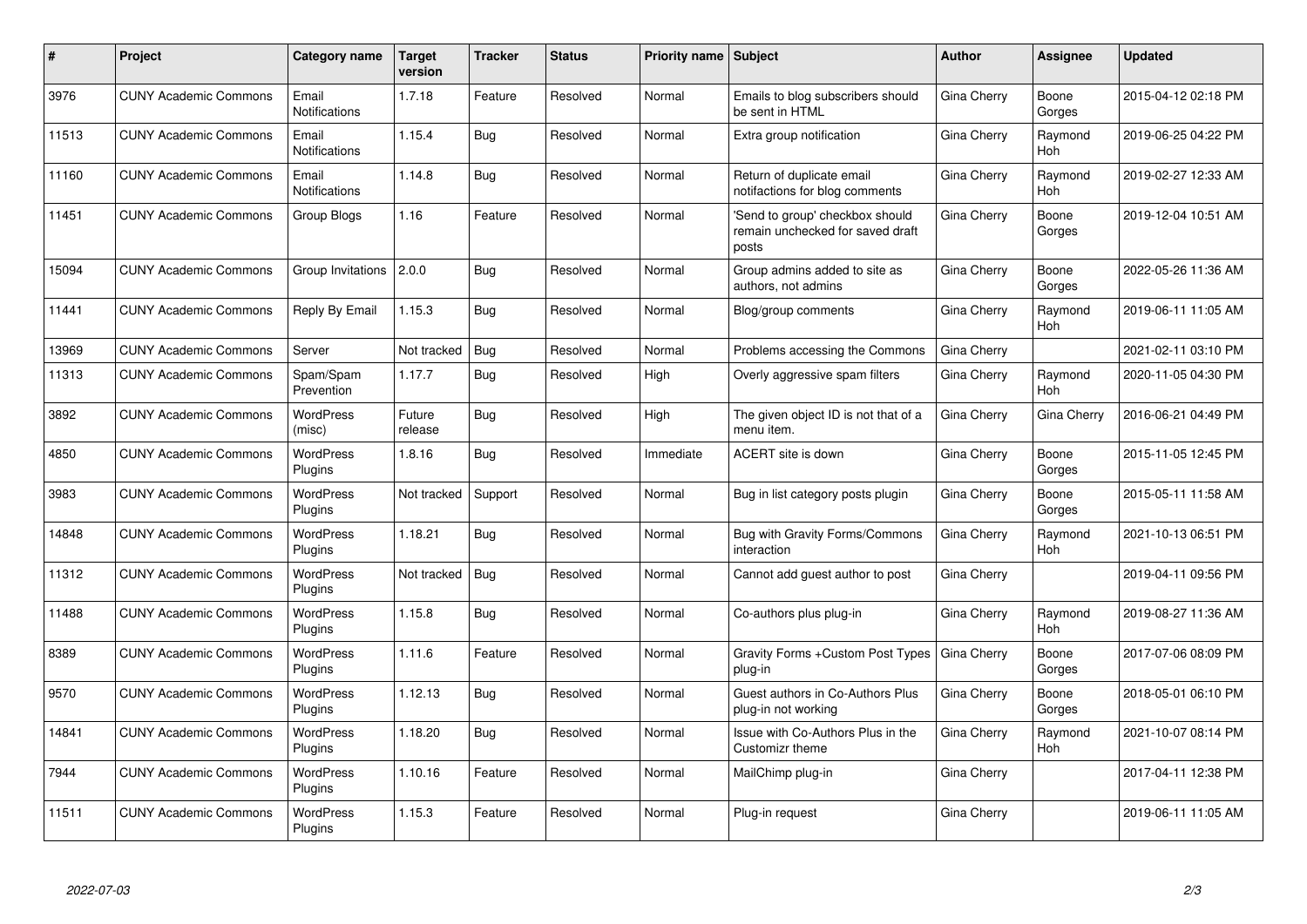| # | Project | Category name | Target version | Tracker | Status | Priority name | Subject | Author | Assignee | Updated |
|---|---|---|---|---|---|---|---|---|---|---|
| 3976 | CUNY Academic Commons | Email Notifications | 1.7.18 | Feature | Resolved | Normal | Emails to blog subscribers should be sent in HTML | Gina Cherry | Boone Gorges | 2015-04-12 02:18 PM |
| 11513 | CUNY Academic Commons | Email Notifications | 1.15.4 | Bug | Resolved | Normal | Extra group notification | Gina Cherry | Raymond Hoh | 2019-06-25 04:22 PM |
| 11160 | CUNY Academic Commons | Email Notifications | 1.14.8 | Bug | Resolved | Normal | Return of duplicate email notifactions for blog comments | Gina Cherry | Raymond Hoh | 2019-02-27 12:33 AM |
| 11451 | CUNY Academic Commons | Group Blogs | 1.16 | Feature | Resolved | Normal | 'Send to group' checkbox should remain unchecked for saved draft posts | Gina Cherry | Boone Gorges | 2019-12-04 10:51 AM |
| 15094 | CUNY Academic Commons | Group Invitations | 2.0.0 | Bug | Resolved | Normal | Group admins added to site as authors, not admins | Gina Cherry | Boone Gorges | 2022-05-26 11:36 AM |
| 11441 | CUNY Academic Commons | Reply By Email | 1.15.3 | Bug | Resolved | Normal | Blog/group comments | Gina Cherry | Raymond Hoh | 2019-06-11 11:05 AM |
| 13969 | CUNY Academic Commons | Server | Not tracked | Bug | Resolved | Normal | Problems accessing the Commons | Gina Cherry | | 2021-02-11 03:10 PM |
| 11313 | CUNY Academic Commons | Spam/Spam Prevention | 1.17.7 | Bug | Resolved | High | Overly aggressive spam filters | Gina Cherry | Raymond Hoh | 2020-11-05 04:30 PM |
| 3892 | CUNY Academic Commons | WordPress (misc) | Future release | Bug | Resolved | High | The given object ID is not that of a menu item. | Gina Cherry | Gina Cherry | 2016-06-21 04:49 PM |
| 4850 | CUNY Academic Commons | WordPress Plugins | 1.8.16 | Bug | Resolved | Immediate | ACERT site is down | Gina Cherry | Boone Gorges | 2015-11-05 12:45 PM |
| 3983 | CUNY Academic Commons | WordPress Plugins | Not tracked | Support | Resolved | Normal | Bug in list category posts plugin | Gina Cherry | Boone Gorges | 2015-05-11 11:58 AM |
| 14848 | CUNY Academic Commons | WordPress Plugins | 1.18.21 | Bug | Resolved | Normal | Bug with Gravity Forms/Commons interaction | Gina Cherry | Raymond Hoh | 2021-10-13 06:51 PM |
| 11312 | CUNY Academic Commons | WordPress Plugins | Not tracked | Bug | Resolved | Normal | Cannot add guest author to post | Gina Cherry | | 2019-04-11 09:56 PM |
| 11488 | CUNY Academic Commons | WordPress Plugins | 1.15.8 | Bug | Resolved | Normal | Co-authors plus plug-in | Gina Cherry | Raymond Hoh | 2019-08-27 11:36 AM |
| 8389 | CUNY Academic Commons | WordPress Plugins | 1.11.6 | Feature | Resolved | Normal | Gravity Forms +Custom Post Types plug-in | Gina Cherry | Boone Gorges | 2017-07-06 08:09 PM |
| 9570 | CUNY Academic Commons | WordPress Plugins | 1.12.13 | Bug | Resolved | Normal | Guest authors in Co-Authors Plus plug-in not working | Gina Cherry | Boone Gorges | 2018-05-01 06:10 PM |
| 14841 | CUNY Academic Commons | WordPress Plugins | 1.18.20 | Bug | Resolved | Normal | Issue with Co-Authors Plus in the Customizr theme | Gina Cherry | Raymond Hoh | 2021-10-07 08:14 PM |
| 7944 | CUNY Academic Commons | WordPress Plugins | 1.10.16 | Feature | Resolved | Normal | MailChimp plug-in | Gina Cherry | | 2017-04-11 12:38 PM |
| 11511 | CUNY Academic Commons | WordPress Plugins | 1.15.3 | Feature | Resolved | Normal | Plug-in request | Gina Cherry | | 2019-06-11 11:05 AM |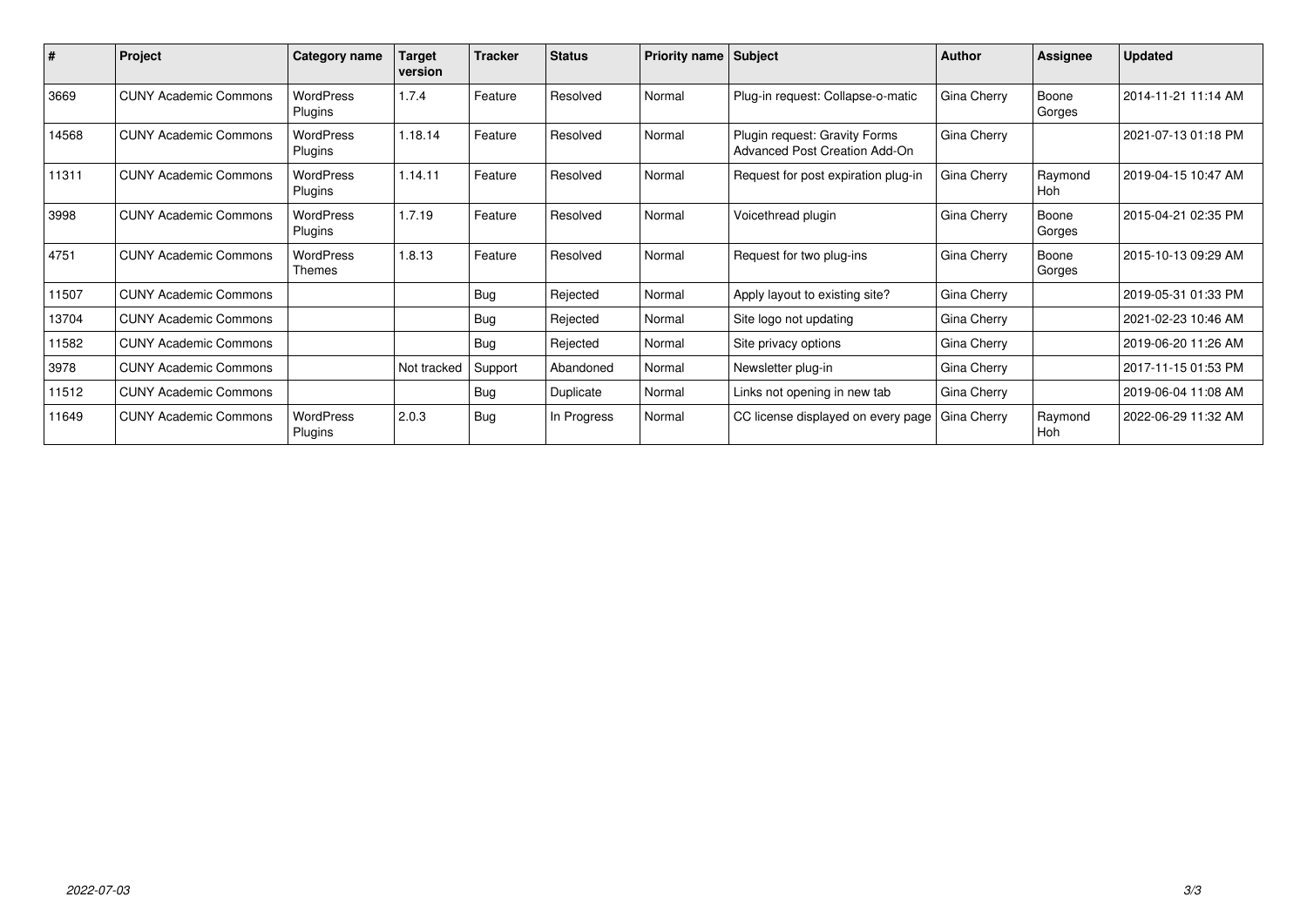| # | Project | Category name | Target version | Tracker | Status | Priority name | Subject | Author | Assignee | Updated |
|---|---|---|---|---|---|---|---|---|---|---|
| 3669 | CUNY Academic Commons | WordPress Plugins | 1.7.4 | Feature | Resolved | Normal | Plug-in request: Collapse-o-matic | Gina Cherry | Boone Gorges | 2014-11-21 11:14 AM |
| 14568 | CUNY Academic Commons | WordPress Plugins | 1.18.14 | Feature | Resolved | Normal | Plugin request: Gravity Forms Advanced Post Creation Add-On | Gina Cherry | | 2021-07-13 01:18 PM |
| 11311 | CUNY Academic Commons | WordPress Plugins | 1.14.11 | Feature | Resolved | Normal | Request for post expiration plug-in | Gina Cherry | Raymond Hoh | 2019-04-15 10:47 AM |
| 3998 | CUNY Academic Commons | WordPress Plugins | 1.7.19 | Feature | Resolved | Normal | Voicethread plugin | Gina Cherry | Boone Gorges | 2015-04-21 02:35 PM |
| 4751 | CUNY Academic Commons | WordPress Themes | 1.8.13 | Feature | Resolved | Normal | Request for two plug-ins | Gina Cherry | Boone Gorges | 2015-10-13 09:29 AM |
| 11507 | CUNY Academic Commons | | | Bug | Rejected | Normal | Apply layout to existing site? | Gina Cherry | | 2019-05-31 01:33 PM |
| 13704 | CUNY Academic Commons | | | Bug | Rejected | Normal | Site logo not updating | Gina Cherry | | 2021-02-23 10:46 AM |
| 11582 | CUNY Academic Commons | | | Bug | Rejected | Normal | Site privacy options | Gina Cherry | | 2019-06-20 11:26 AM |
| 3978 | CUNY Academic Commons | | Not tracked | Support | Abandoned | Normal | Newsletter plug-in | Gina Cherry | | 2017-11-15 01:53 PM |
| 11512 | CUNY Academic Commons | | | Bug | Duplicate | Normal | Links not opening in new tab | Gina Cherry | | 2019-06-04 11:08 AM |
| 11649 | CUNY Academic Commons | WordPress Plugins | 2.0.3 | Bug | In Progress | Normal | CC license displayed on every page | Gina Cherry | Raymond Hoh | 2022-06-29 11:32 AM |